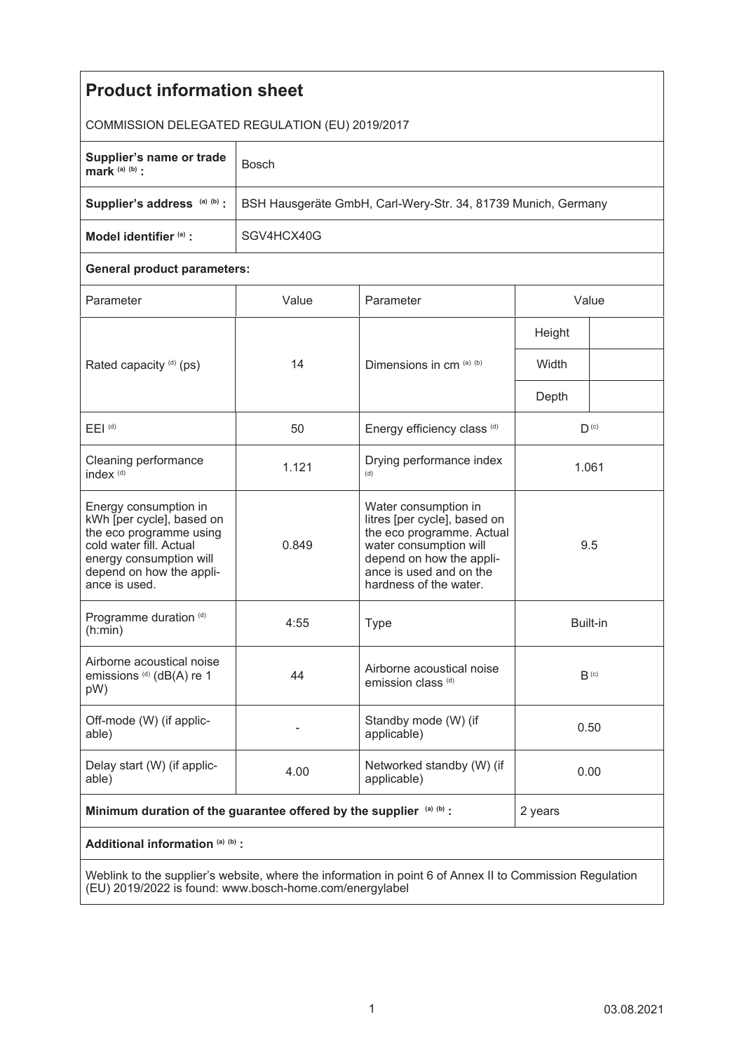# Product information sheet

COMMISSION DELEGATED REGULATION (EU) 2019/2017

| | |
|---|---|
| **Supplier's name or trade mark** [(a) (b)] **:** | Bosch |
| **Supplier's address** [(a) (b)] **:** | BSH Hausgeräte GmbH, Carl-Wery-Str. 34, 81739 Munich, Germany |
| **Model identifier** [(a)] **:** | SGV4HCX40G |

**General product parameters:**

| Parameter | Value | Parameter | Value | |
|---|---|---|---|---|
| Rated capacity [(d)] (ps) | 14 | Dimensions in cm [(a) (b)] | Height | |
| | | | Width | |
| | | | Depth | |
| EEI [(d)] | 50 | Energy efficiency class [(d)] | D [(c)] | |
| Cleaning performance index [(d)] | 1.121 | Drying performance index [(d)] | 1.061 | |
| Energy consumption in kWh [per cycle], based on the eco programme using cold water fill. Actual energy consumption will depend on how the appliance is used. | 0.849 | Water consumption in litres [per cycle], based on the eco programme. Actual water consumption will depend on how the appliance is used and on the hardness of the water. | 9.5 | |
| Programme duration [(d)] (h:min) | 4:55 | Type | Built-in | |
| Airborne acoustical noise emissions [(d)] (dB(A) re 1 pW) | 44 | Airborne acoustical noise emission class [(d)] | B [(c)] | |
| Off-mode (W) (if applicable) | - | Standby mode (W) (if applicable) | 0.50 | |
| Delay start (W) (if applicable) | 4.00 | Networked standby (W) (if applicable) | 0.00 | |

| | |
|---|---|
| **Minimum duration of the guarantee offered by the supplier** [(a) (b)] **:** | 2 years |

**Additional information** [(a) (b)] **:**

Weblink to the supplier's website, where the information in point 6 of Annex II to Commission Regulation (EU) 2019/2022 is found: www.bosch-home.com/energylabel

03.08.2021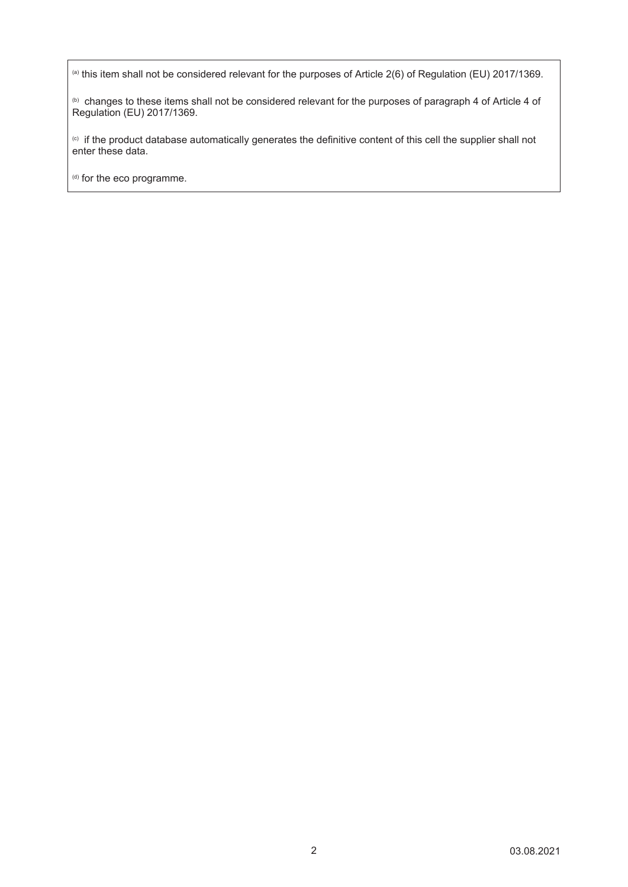[a] this item shall not be considered relevant for the purposes of Article 2(6) of Regulation (EU) 2017/1369.

[b] changes to these items shall not be considered relevant for the purposes of paragraph 4 of Article 4 of Regulation (EU) 2017/1369.

[c] if the product database automatically generates the definitive content of this cell the supplier shall not enter these data.

[d] for the eco programme.